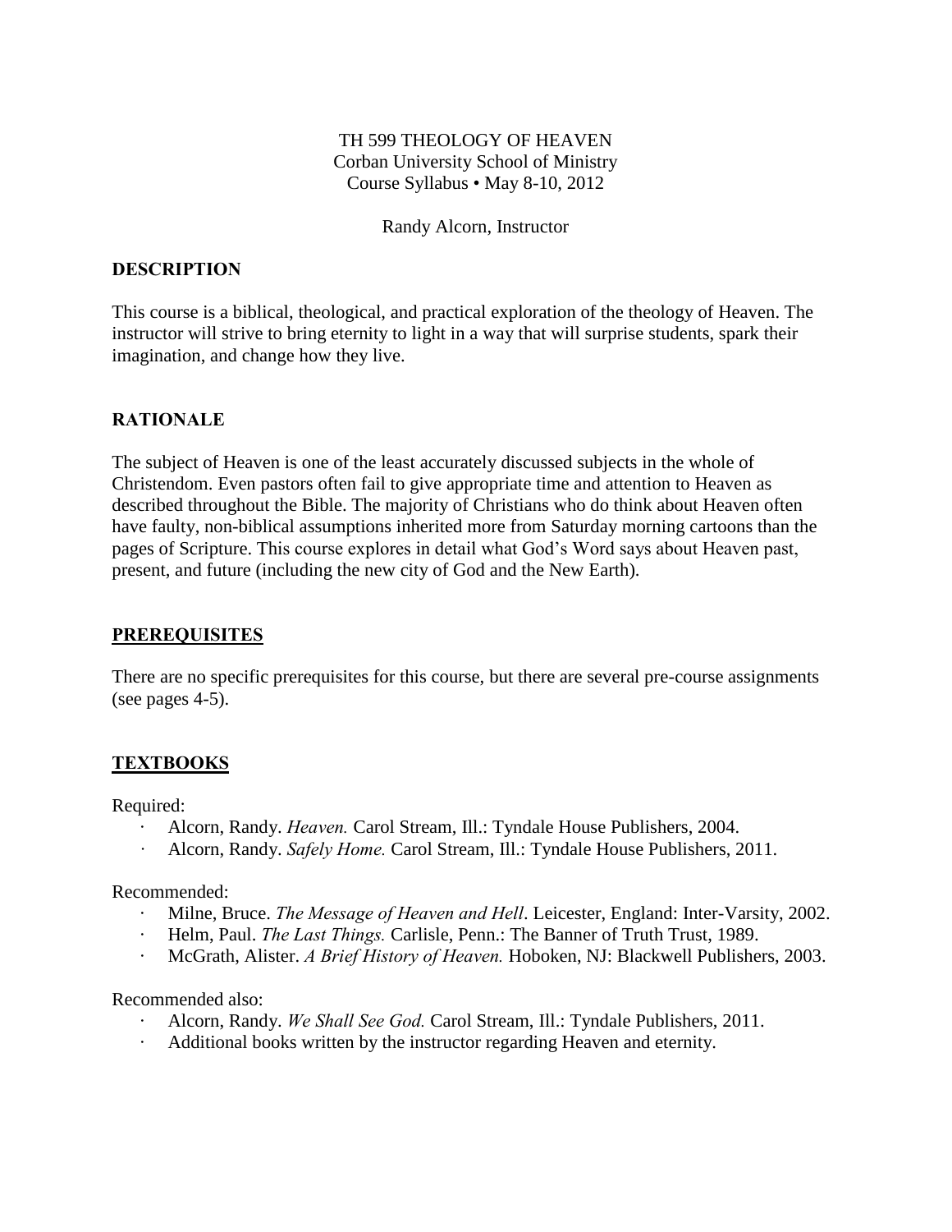TH 599 THEOLOGY OF HEAVEN
Corban University School of Ministry
Course Syllabus • May 8-10, 2012

Randy Alcorn, Instructor

## DESCRIPTION

This course is a biblical, theological, and practical exploration of the theology of Heaven. The instructor will strive to bring eternity to light in a way that will surprise students, spark their imagination, and change how they live.

## RATIONALE

The subject of Heaven is one of the least accurately discussed subjects in the whole of Christendom. Even pastors often fail to give appropriate time and attention to Heaven as described throughout the Bible. The majority of Christians who do think about Heaven often have faulty, non-biblical assumptions inherited more from Saturday morning cartoons than the pages of Scripture. This course explores in detail what God's Word says about Heaven past, present, and future (including the new city of God and the New Earth).

## PREREQUISITES

There are no specific prerequisites for this course, but there are several pre-course assignments (see pages 4-5).

## TEXTBOOKS

Required:

- Alcorn, Randy. *Heaven.* Carol Stream, Ill.: Tyndale House Publishers, 2004.
- Alcorn, Randy. *Safely Home.* Carol Stream, Ill.: Tyndale House Publishers, 2011.

Recommended:

- Milne, Bruce. *The Message of Heaven and Hell*. Leicester, England: Inter-Varsity, 2002.
- Helm, Paul. *The Last Things.* Carlisle, Penn.: The Banner of Truth Trust, 1989.
- McGrath, Alister. *A Brief History of Heaven.* Hoboken, NJ: Blackwell Publishers, 2003.

Recommended also:

- Alcorn, Randy. *We Shall See God.* Carol Stream, Ill.: Tyndale Publishers, 2011.
- Additional books written by the instructor regarding Heaven and eternity.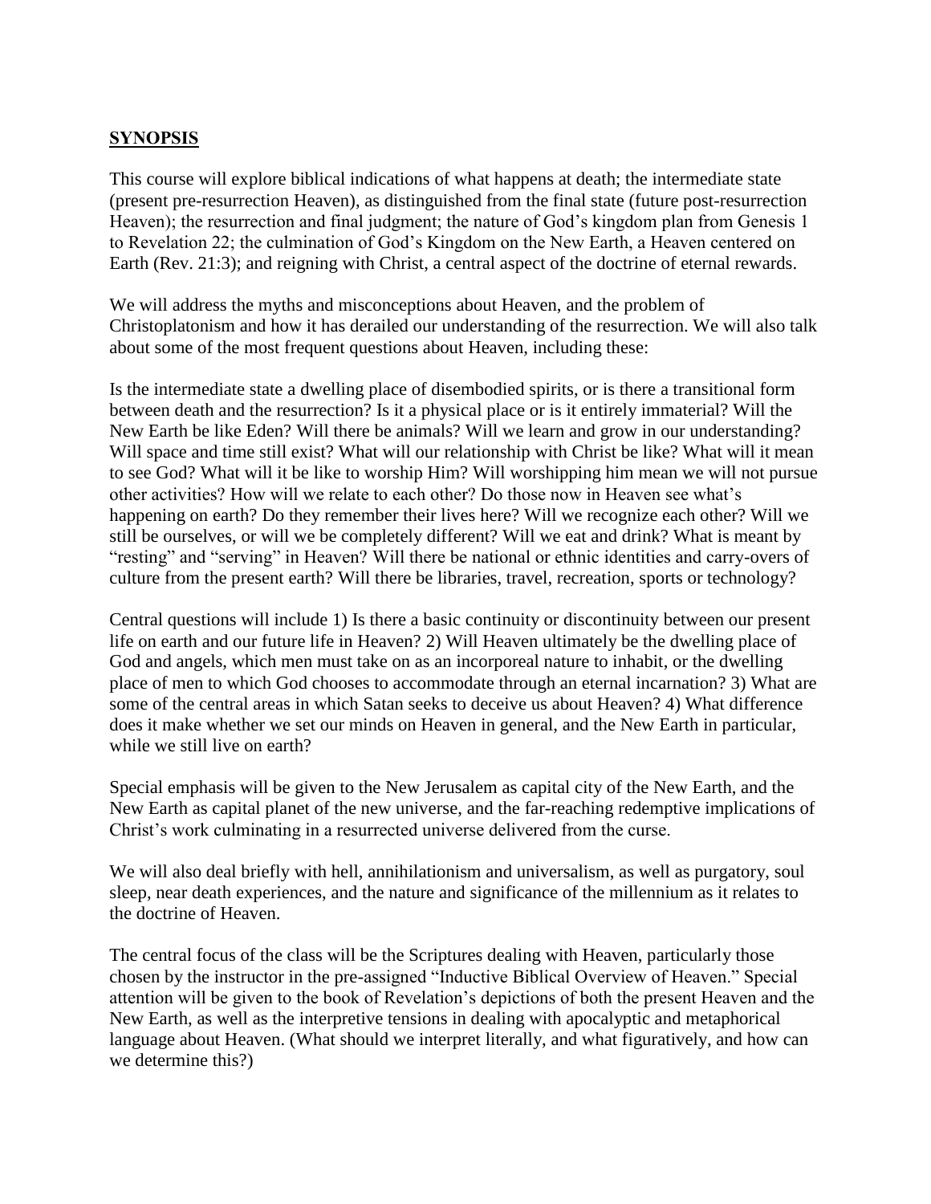## SYNOPSIS

This course will explore biblical indications of what happens at death; the intermediate state (present pre-resurrection Heaven), as distinguished from the final state (future post-resurrection Heaven); the resurrection and final judgment; the nature of God's kingdom plan from Genesis 1 to Revelation 22; the culmination of God's Kingdom on the New Earth, a Heaven centered on Earth (Rev. 21:3); and reigning with Christ, a central aspect of the doctrine of eternal rewards.

We will address the myths and misconceptions about Heaven, and the problem of Christoplatonism and how it has derailed our understanding of the resurrection. We will also talk about some of the most frequent questions about Heaven, including these:

Is the intermediate state a dwelling place of disembodied spirits, or is there a transitional form between death and the resurrection? Is it a physical place or is it entirely immaterial? Will the New Earth be like Eden? Will there be animals? Will we learn and grow in our understanding? Will space and time still exist? What will our relationship with Christ be like? What will it mean to see God? What will it be like to worship Him? Will worshipping him mean we will not pursue other activities? How will we relate to each other? Do those now in Heaven see what's happening on earth? Do they remember their lives here? Will we recognize each other? Will we still be ourselves, or will we be completely different? Will we eat and drink? What is meant by "resting" and "serving" in Heaven? Will there be national or ethnic identities and carry-overs of culture from the present earth? Will there be libraries, travel, recreation, sports or technology?

Central questions will include 1) Is there a basic continuity or discontinuity between our present life on earth and our future life in Heaven? 2) Will Heaven ultimately be the dwelling place of God and angels, which men must take on as an incorporeal nature to inhabit, or the dwelling place of men to which God chooses to accommodate through an eternal incarnation? 3) What are some of the central areas in which Satan seeks to deceive us about Heaven? 4) What difference does it make whether we set our minds on Heaven in general, and the New Earth in particular, while we still live on earth?

Special emphasis will be given to the New Jerusalem as capital city of the New Earth, and the New Earth as capital planet of the new universe, and the far-reaching redemptive implications of Christ's work culminating in a resurrected universe delivered from the curse.

We will also deal briefly with hell, annihilationism and universalism, as well as purgatory, soul sleep, near death experiences, and the nature and significance of the millennium as it relates to the doctrine of Heaven.

The central focus of the class will be the Scriptures dealing with Heaven, particularly those chosen by the instructor in the pre-assigned "Inductive Biblical Overview of Heaven." Special attention will be given to the book of Revelation's depictions of both the present Heaven and the New Earth, as well as the interpretive tensions in dealing with apocalyptic and metaphorical language about Heaven. (What should we interpret literally, and what figuratively, and how can we determine this?)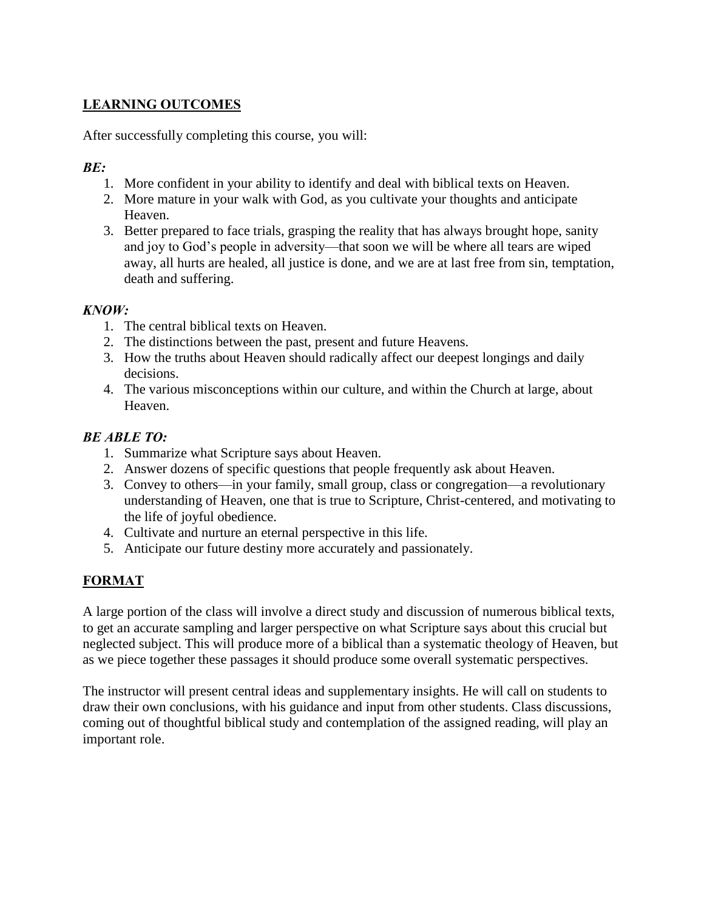## LEARNING OUTCOMES

After successfully completing this course, you will:

### *BE:*

1. More confident in your ability to identify and deal with biblical texts on Heaven.
2. More mature in your walk with God, as you cultivate your thoughts and anticipate Heaven.
3. Better prepared to face trials, grasping the reality that has always brought hope, sanity and joy to God's people in adversity—that soon we will be where all tears are wiped away, all hurts are healed, all justice is done, and we are at last free from sin, temptation, death and suffering.

### *KNOW:*

1. The central biblical texts on Heaven.
2. The distinctions between the past, present and future Heavens.
3. How the truths about Heaven should radically affect our deepest longings and daily decisions.
4. The various misconceptions within our culture, and within the Church at large, about Heaven.

### *BE ABLE TO:*

1. Summarize what Scripture says about Heaven.
2. Answer dozens of specific questions that people frequently ask about Heaven.
3. Convey to others—in your family, small group, class or congregation—a revolutionary understanding of Heaven, one that is true to Scripture, Christ-centered, and motivating to the life of joyful obedience.
4. Cultivate and nurture an eternal perspective in this life.
5. Anticipate our future destiny more accurately and passionately.

## FORMAT

A large portion of the class will involve a direct study and discussion of numerous biblical texts, to get an accurate sampling and larger perspective on what Scripture says about this crucial but neglected subject. This will produce more of a biblical than a systematic theology of Heaven, but as we piece together these passages it should produce some overall systematic perspectives.

The instructor will present central ideas and supplementary insights. He will call on students to draw their own conclusions, with his guidance and input from other students. Class discussions, coming out of thoughtful biblical study and contemplation of the assigned reading, will play an important role.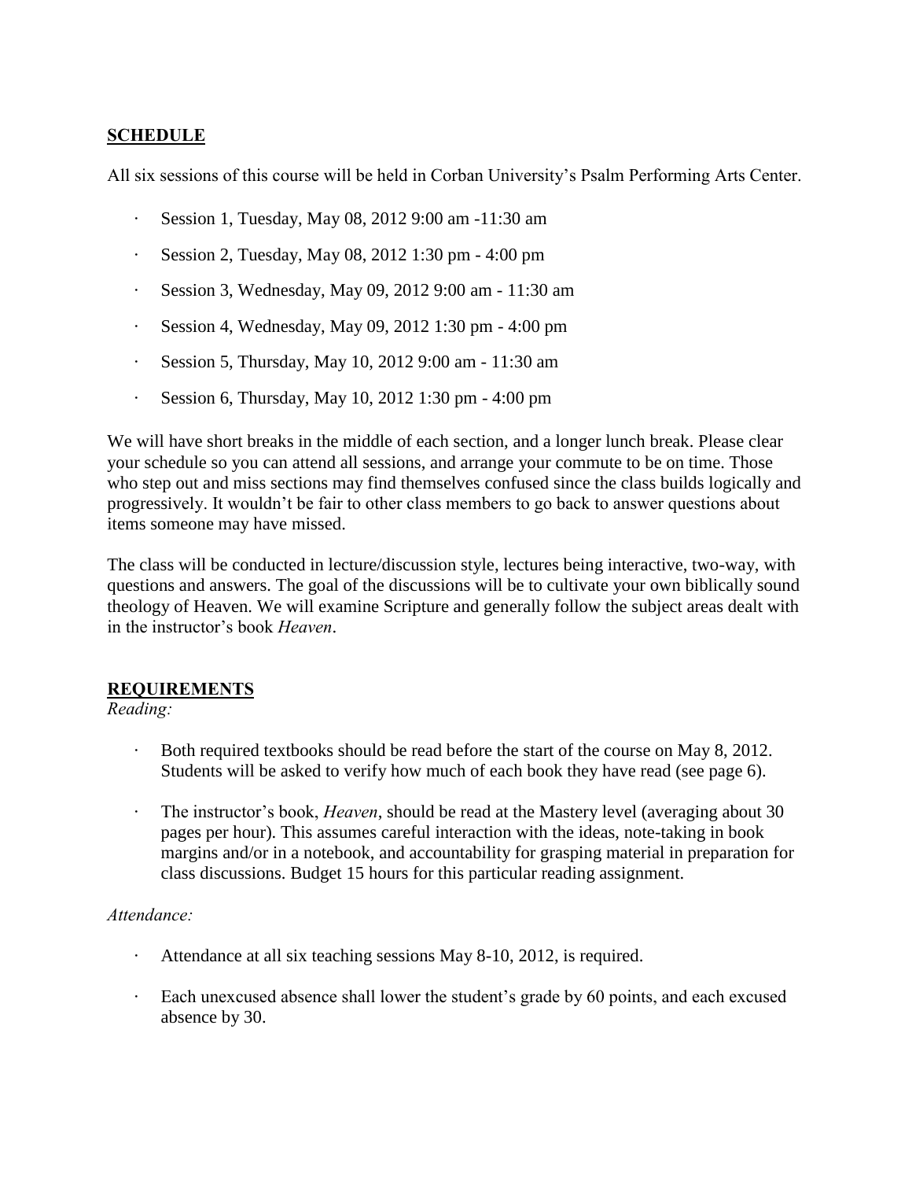## SCHEDULE

All six sessions of this course will be held in Corban University's Psalm Performing Arts Center.

- Session 1, Tuesday, May 08, 2012 9:00 am -11:30 am
- Session 2, Tuesday, May 08, 2012 1:30 pm - 4:00 pm
- Session 3, Wednesday, May 09, 2012 9:00 am - 11:30 am
- Session 4, Wednesday, May 09, 2012 1:30 pm - 4:00 pm
- Session 5, Thursday, May 10, 2012 9:00 am - 11:30 am
- Session 6, Thursday, May 10, 2012 1:30 pm - 4:00 pm

We will have short breaks in the middle of each section, and a longer lunch break. Please clear your schedule so you can attend all sessions, and arrange your commute to be on time. Those who step out and miss sections may find themselves confused since the class builds logically and progressively. It wouldn't be fair to other class members to go back to answer questions about items someone may have missed.

The class will be conducted in lecture/discussion style, lectures being interactive, two-way, with questions and answers. The goal of the discussions will be to cultivate your own biblically sound theology of Heaven. We will examine Scripture and generally follow the subject areas dealt with in the instructor's book *Heaven*.

## REQUIREMENTS

*Reading:*

- Both required textbooks should be read before the start of the course on May 8, 2012. Students will be asked to verify how much of each book they have read (see page 6).
- The instructor's book, *Heaven*, should be read at the Mastery level (averaging about 30 pages per hour). This assumes careful interaction with the ideas, note-taking in book margins and/or in a notebook, and accountability for grasping material in preparation for class discussions. Budget 15 hours for this particular reading assignment.

*Attendance:*

- Attendance at all six teaching sessions May 8-10, 2012, is required.
- Each unexcused absence shall lower the student's grade by 60 points, and each excused absence by 30.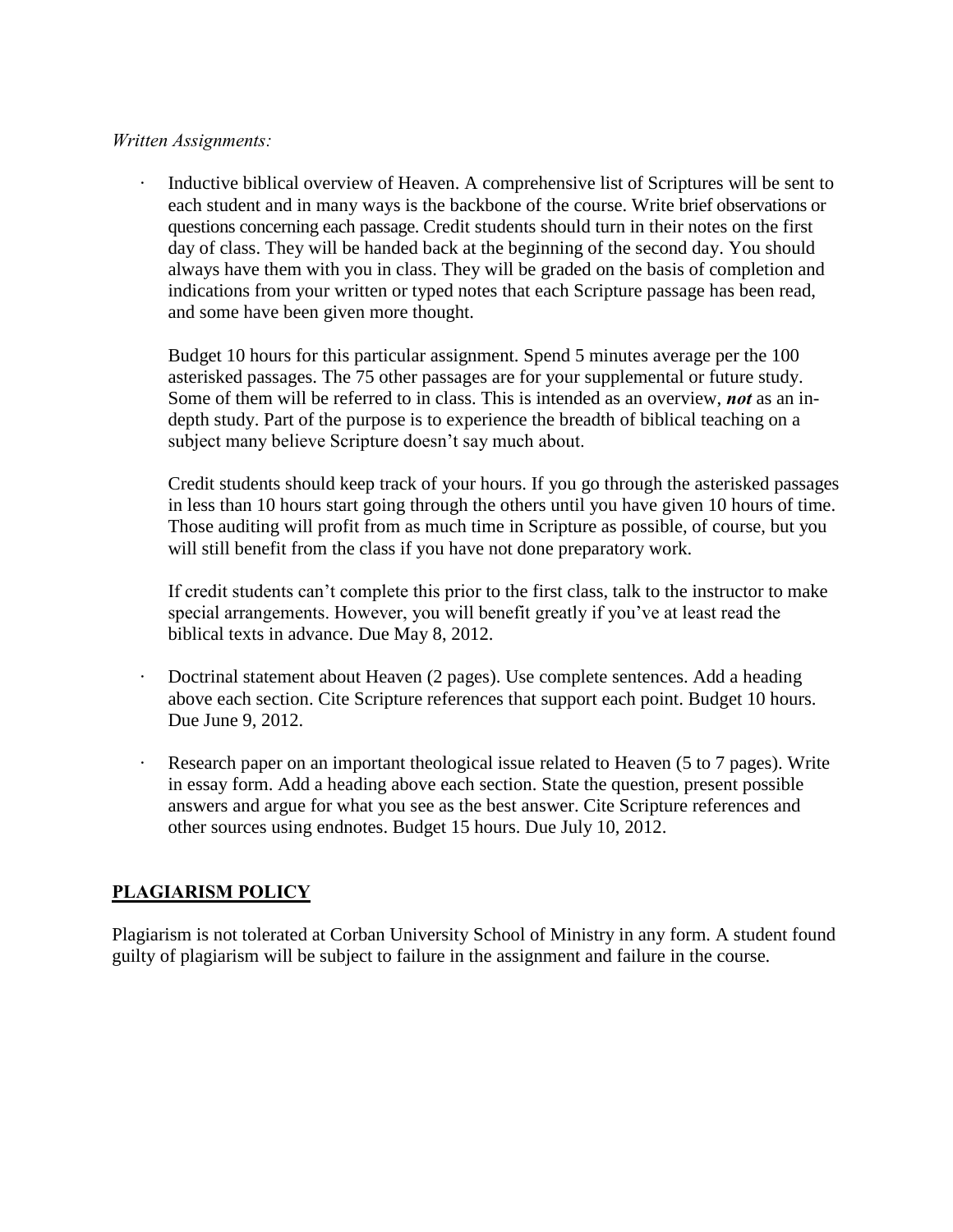*Written Assignments:*

- Inductive biblical overview of Heaven. A comprehensive list of Scriptures will be sent to each student and in many ways is the backbone of the course. Write brief observations or questions concerning each passage. Credit students should turn in their notes on the first day of class. They will be handed back at the beginning of the second day. You should always have them with you in class. They will be graded on the basis of completion and indications from your written or typed notes that each Scripture passage has been read, and some have been given more thought.

  Budget 10 hours for this particular assignment. Spend 5 minutes average per the 100 asterisked passages. The 75 other passages are for your supplemental or future study. Some of them will be referred to in class. This is intended as an overview, ***not*** as an in-depth study. Part of the purpose is to experience the breadth of biblical teaching on a subject many believe Scripture doesn't say much about.

  Credit students should keep track of your hours. If you go through the asterisked passages in less than 10 hours start going through the others until you have given 10 hours of time. Those auditing will profit from as much time in Scripture as possible, of course, but you will still benefit from the class if you have not done preparatory work.

  If credit students can't complete this prior to the first class, talk to the instructor to make special arrangements. However, you will benefit greatly if you've at least read the biblical texts in advance. Due May 8, 2012.

- Doctrinal statement about Heaven (2 pages). Use complete sentences. Add a heading above each section. Cite Scripture references that support each point. Budget 10 hours. Due June 9, 2012.

- Research paper on an important theological issue related to Heaven (5 to 7 pages). Write in essay form. Add a heading above each section. State the question, present possible answers and argue for what you see as the best answer. Cite Scripture references and other sources using endnotes. Budget 15 hours. Due July 10, 2012.

## PLAGIARISM POLICY

Plagiarism is not tolerated at Corban University School of Ministry in any form. A student found guilty of plagiarism will be subject to failure in the assignment and failure in the course.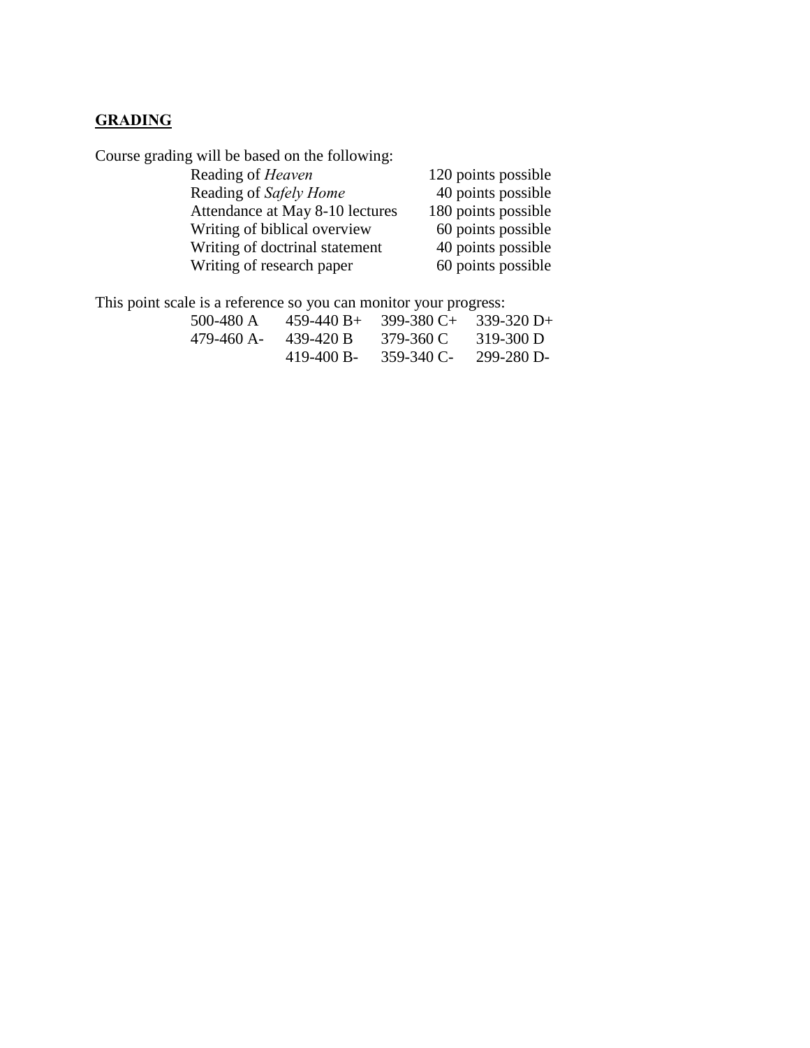## GRADING

Course grading will be based on the following:

| | |
|---|---|
| Reading of *Heaven* | 120 points possible |
| Reading of *Safely Home* | 40 points possible |
| Attendance at May 8-10 lectures | 180 points possible |
| Writing of biblical overview | 60 points possible |
| Writing of doctrinal statement | 40 points possible |
| Writing of research paper | 60 points possible |

This point scale is a reference so you can monitor your progress:

| | | | |
|---|---|---|---|
| 500-480 A | 459-440 B+ | 399-380 C+ | 339-320 D+ |
| 479-460 A- | 439-420 B | 379-360 C | 319-300 D |
| | 419-400 B- | 359-340 C- | 299-280 D- |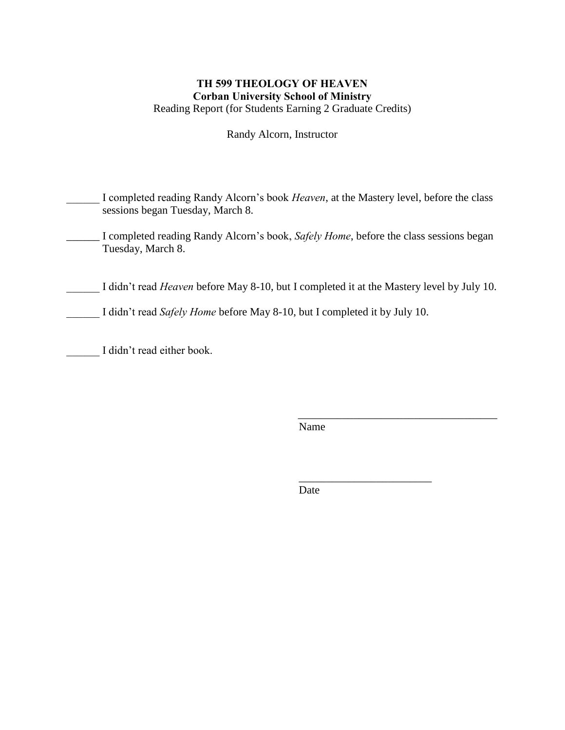**TH 599 THEOLOGY OF HEAVEN**
**Corban University School of Ministry**
Reading Report (for Students Earning 2 Graduate Credits)

Randy Alcorn, Instructor

______ I completed reading Randy Alcorn's book *Heaven*, at the Mastery level, before the class sessions began Tuesday, March 8.

______ I completed reading Randy Alcorn's book, *Safely Home*, before the class sessions began Tuesday, March 8.

______ I didn't read *Heaven* before May 8-10, but I completed it at the Mastery level by July 10.

______ I didn't read *Safely Home* before May 8-10, but I completed it by July 10.

______ I didn't read either book.

_____________________________________
Name

________________________
Date